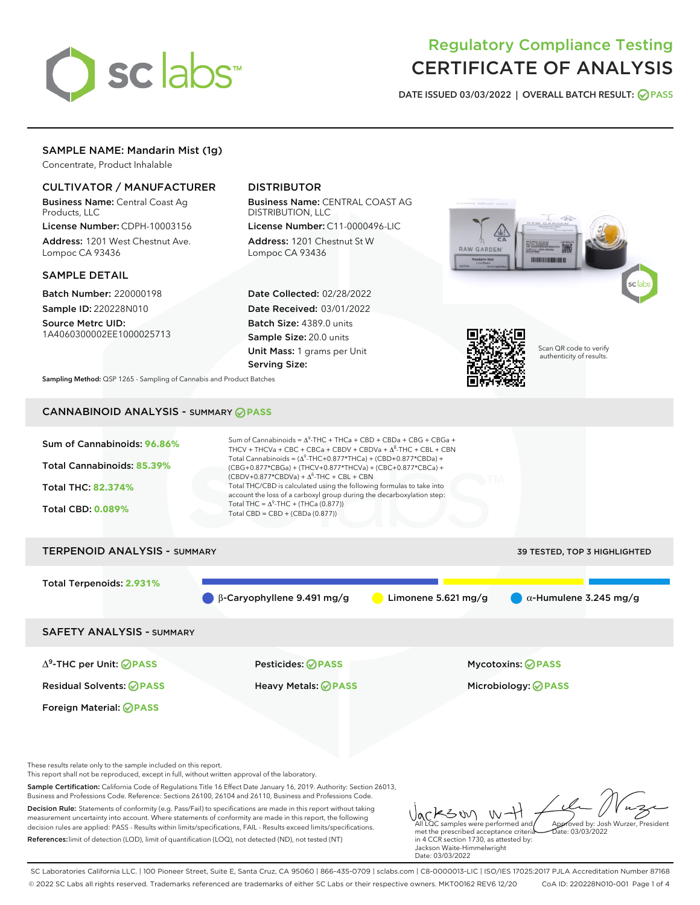# Regulatory Compliance Testing
# CERTIFICATE OF ANALYSIS

**DATE ISSUED 03/03/2022 | OVERALL BATCH RESULT: PASS**

## SAMPLE NAME: Mandarin Mist (1g)

Concentrate, Product Inhalable

### CULTIVATOR / MANUFACTURER

**Business Name:** Central Coast Ag Products, LLC

**License Number:** CDPH-10003156

**Address:** 1201 West Chestnut Ave. Lompoc CA 93436

### DISTRIBUTOR

**Business Name:** CENTRAL COAST AG DISTRIBUTION, LLC

**License Number:** C11-0000496-LIC

**Address:** 1201 Chestnut St W Lompoc CA 93436

### SAMPLE DETAIL

**Batch Number:** 220000198

**Sample ID:** 220228N010

**Source Metrc UID:** 1A4060300002EE1000025713

**Date Collected:** 02/28/2022

**Date Received:** 03/01/2022

**Batch Size:** 4389.0 units

**Sample Size:** 20.0 units

**Unit Mass:** 1 grams per Unit

**Serving Size:**

Scan QR code to verify authenticity of results.

**Sampling Method:** QSP 1265 - Sampling of Cannabis and Product Batches

## CANNABINOID ANALYSIS - SUMMARY PASS

**Sum of Cannabinoids: 96.86%**

**Total Cannabinoids: 85.39%**

**Total THC: 82.374%**

**Total CBD: 0.089%**

Sum of Cannabinoids = $\Delta^9$-THC + THCa + CBD + CBDa + CBG + CBGa + THCV + THCVa + CBC + CBCa + CBDV + CBDVa + $\Delta^8$-THC + CBL + CBN

Total Cannabinoids = ($\Delta^9$-THC+0.877*THCa) + (CBD+0.877*CBDa) + (CBG+0.877*CBGa) + (THCV+0.877*THCVa) + (CBC+0.877*CBCa) + (CBDV+0.877*CBDVa) + $\Delta^8$-THC + CBL + CBN

Total THC/CBD is calculated using the following formulas to take into account the loss of a carboxyl group during the decarboxylation step:

Total THC = $\Delta^9$-THC + (THCa (0.877))

Total CBD = CBD + (CBDa (0.877))

## TERPENOID ANALYSIS - SUMMARY

39 TESTED, TOP 3 HIGHLIGHTED

**Total Terpenoids: 2.931%**

- β-Caryophyllene 9.491 mg/g
- Limonene 5.621 mg/g
- α-Humulene 3.245 mg/g

## SAFETY ANALYSIS - SUMMARY

| | | |
|---|---|---|
| $\Delta^9$-THC per Unit: PASS | Pesticides: PASS | Mycotoxins: PASS |
| Residual Solvents: PASS | Heavy Metals: PASS | Microbiology: PASS |
| Foreign Material: PASS | | |

These results relate only to the sample included on this report.
This report shall not be reproduced, except in full, without written approval of the laboratory.

**Sample Certification:** California Code of Regulations Title 16 Effect Date January 16, 2019. Authority: Section 26013, Business and Professions Code. Reference: Sections 26100, 26104 and 26110, Business and Professions Code.

**Decision Rule:** Statements of conformity (e.g. Pass/Fail) to specifications are made in this report without taking measurement uncertainty into account. Where statements of conformity are made in this report, the following decision rules are applied: PASS - Results within limits/specifications, FAIL - Results exceed limits/specifications.

**References:** limit of detection (LOD), limit of quantification (LOQ), not detected (ND), not tested (NT)

All LQC samples were performed and met the prescribed acceptance criteria in 4 CCR section 1730, as attested by: Jackson Waite-Himmelwright
Date: 03/03/2022

Approved by: Josh Wurzer, President
Date: 03/03/2022

SC Laboratories California LLC. | 100 Pioneer Street, Suite E, Santa Cruz, CA 95060 | 866-435-0709 | sclabs.com | C8-0000013-LIC | ISO/IES 17025:2017 PJLA Accreditation Number 87168
© 2022 SC Labs all rights reserved. Trademarks referenced are trademarks of either SC Labs or their respective owners. MKT00162 REV6 12/20 CoA ID: 220228N010-001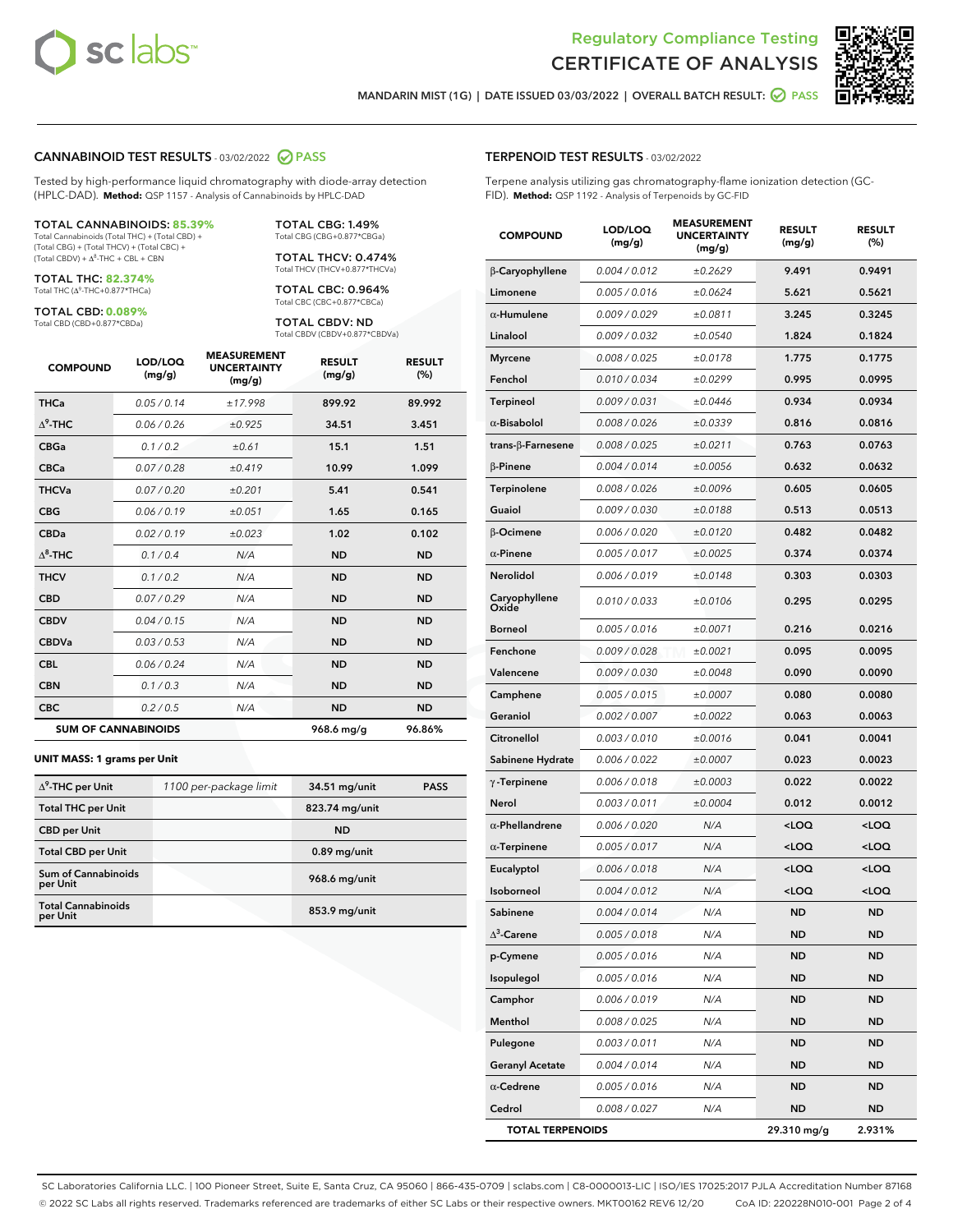# Regulatory Compliance Testing
# CERTIFICATE OF ANALYSIS

MANDARIN MIST (1G) | DATE ISSUED 03/03/2022 | OVERALL BATCH RESULT: PASS

## CANNABINOID TEST RESULTS - 03/02/2022 PASS

Tested by high-performance liquid chromatography with diode-array detection (HPLC-DAD). **Method:** QSP 1157 - Analysis of Cannabinoids by HPLC-DAD

**TOTAL CANNABINOIDS: 85.39%**
Total Cannabinoids (Total THC) + (Total CBD) + (Total CBG) + (Total THCV) + (Total CBC) + (Total CBDV) + $\Delta^8$-THC + CBL + CBN

**TOTAL THC: 82.374%**
Total THC ($\Delta^9$-THC+0.877*THCa)

**TOTAL CBD: 0.089%**
Total CBD (CBD+0.877*CBDa)

**TOTAL CBG: 1.49%**
Total CBG (CBG+0.877*CBGa)

**TOTAL THCV: 0.474%**
Total THCV (THCV+0.877*THCVa)

**TOTAL CBC: 0.964%**
Total CBC (CBC+0.877*CBCa)

**TOTAL CBDV: ND**
Total CBDV (CBDV+0.877*CBDVa)

| COMPOUND | LOD/LOQ (mg/g) | MEASUREMENT UNCERTAINTY (mg/g) | RESULT (mg/g) | RESULT (%) |
|---|---|---|---|---|
| THCa | 0.05 / 0.14 | ±17.998 | 899.92 | 89.992 |
| $\Delta^9$-THC | 0.06 / 0.26 | ±0.925 | 34.51 | 3.451 |
| CBGa | 0.1 / 0.2 | ±0.61 | 15.1 | 1.51 |
| CBCa | 0.07 / 0.28 | ±0.419 | 10.99 | 1.099 |
| THCVa | 0.07 / 0.20 | ±0.201 | 5.41 | 0.541 |
| CBG | 0.06 / 0.19 | ±0.051 | 1.65 | 0.165 |
| CBDa | 0.02 / 0.19 | ±0.023 | 1.02 | 0.102 |
| $\Delta^8$-THC | 0.1 / 0.4 | N/A | ND | ND |
| THCV | 0.1 / 0.2 | N/A | ND | ND |
| CBD | 0.07 / 0.29 | N/A | ND | ND |
| CBDV | 0.04 / 0.15 | N/A | ND | ND |
| CBDVa | 0.03 / 0.53 | N/A | ND | ND |
| CBL | 0.06 / 0.24 | N/A | ND | ND |
| CBN | 0.1 / 0.3 | N/A | ND | ND |
| CBC | 0.2 / 0.5 | N/A | ND | ND |
| **SUM OF CANNABINOIDS** | | | 968.6 mg/g | 96.86% |

**UNIT MASS: 1 grams per Unit**

| | | | |
|---|---|---|---|
| $\Delta^9$-THC per Unit | 1100 per-package limit | 34.51 mg/unit | PASS |
| Total THC per Unit | | 823.74 mg/unit | |
| CBD per Unit | | ND | |
| Total CBD per Unit | | 0.89 mg/unit | |
| Sum of Cannabinoids per Unit | | 968.6 mg/unit | |
| Total Cannabinoids per Unit | | 853.9 mg/unit | |

## TERPENOID TEST RESULTS - 03/02/2022

Terpene analysis utilizing gas chromatography-flame ionization detection (GC-FID). **Method:** QSP 1192 - Analysis of Terpenoids by GC-FID

| COMPOUND | LOD/LOQ (mg/g) | MEASUREMENT UNCERTAINTY (mg/g) | RESULT (mg/g) | RESULT (%) |
|---|---|---|---|---|
| β-Caryophyllene | 0.004 / 0.012 | ±0.2629 | 9.491 | 0.9491 |
| Limonene | 0.005 / 0.016 | ±0.0624 | 5.621 | 0.5621 |
| α-Humulene | 0.009 / 0.029 | ±0.0811 | 3.245 | 0.3245 |
| Linalool | 0.009 / 0.032 | ±0.0540 | 1.824 | 0.1824 |
| Myrcene | 0.008 / 0.025 | ±0.0178 | 1.775 | 0.1775 |
| Fenchol | 0.010 / 0.034 | ±0.0299 | 0.995 | 0.0995 |
| Terpineol | 0.009 / 0.031 | ±0.0446 | 0.934 | 0.0934 |
| α-Bisabolol | 0.008 / 0.026 | ±0.0339 | 0.816 | 0.0816 |
| trans-β-Farnesene | 0.008 / 0.025 | ±0.0211 | 0.763 | 0.0763 |
| β-Pinene | 0.004 / 0.014 | ±0.0056 | 0.632 | 0.0632 |
| Terpinolene | 0.008 / 0.026 | ±0.0096 | 0.605 | 0.0605 |
| Guaiol | 0.009 / 0.030 | ±0.0188 | 0.513 | 0.0513 |
| β-Ocimene | 0.006 / 0.020 | ±0.0120 | 0.482 | 0.0482 |
| α-Pinene | 0.005 / 0.017 | ±0.0025 | 0.374 | 0.0374 |
| Nerolidol | 0.006 / 0.019 | ±0.0148 | 0.303 | 0.0303 |
| Caryophyllene Oxide | 0.010 / 0.033 | ±0.0106 | 0.295 | 0.0295 |
| Borneol | 0.005 / 0.016 | ±0.0071 | 0.216 | 0.0216 |
| Fenchone | 0.009 / 0.028 | ±0.0021 | 0.095 | 0.0095 |
| Valencene | 0.009 / 0.030 | ±0.0048 | 0.090 | 0.0090 |
| Camphene | 0.005 / 0.015 | ±0.0007 | 0.080 | 0.0080 |
| Geraniol | 0.002 / 0.007 | ±0.0022 | 0.063 | 0.0063 |
| Citronellol | 0.003 / 0.010 | ±0.0016 | 0.041 | 0.0041 |
| Sabinene Hydrate | 0.006 / 0.022 | ±0.0007 | 0.023 | 0.0023 |
| γ-Terpinene | 0.006 / 0.018 | ±0.0003 | 0.022 | 0.0022 |
| Nerol | 0.003 / 0.011 | ±0.0004 | 0.012 | 0.0012 |
| α-Phellandrene | 0.006 / 0.020 | N/A | <LOQ | <LOQ |
| α-Terpinene | 0.005 / 0.017 | N/A | <LOQ | <LOQ |
| Eucalyptol | 0.006 / 0.018 | N/A | <LOQ | <LOQ |
| Isoborneol | 0.004 / 0.012 | N/A | <LOQ | <LOQ |
| Sabinene | 0.004 / 0.014 | N/A | ND | ND |
| $\Delta^3$-Carene | 0.005 / 0.018 | N/A | ND | ND |
| p-Cymene | 0.005 / 0.016 | N/A | ND | ND |
| Isopulegol | 0.005 / 0.016 | N/A | ND | ND |
| Camphor | 0.006 / 0.019 | N/A | ND | ND |
| Menthol | 0.008 / 0.025 | N/A | ND | ND |
| Pulegone | 0.003 / 0.011 | N/A | ND | ND |
| Geranyl Acetate | 0.004 / 0.014 | N/A | ND | ND |
| α-Cedrene | 0.005 / 0.016 | N/A | ND | ND |
| Cedrol | 0.008 / 0.027 | N/A | ND | ND |
| **TOTAL TERPENOIDS** | | | 29.310 mg/g | 2.931% |

SC Laboratories California LLC. | 100 Pioneer Street, Suite E, Santa Cruz, CA 95060 | 866-435-0709 | sclabs.com | C8-0000013-LIC | ISO/IES 17025:2017 PJLA Accreditation Number 87168
© 2022 SC Labs all rights reserved. Trademarks referenced are trademarks of either SC Labs or their respective owners. MKT00162 REV6 12/20 CoA ID: 220228N010-001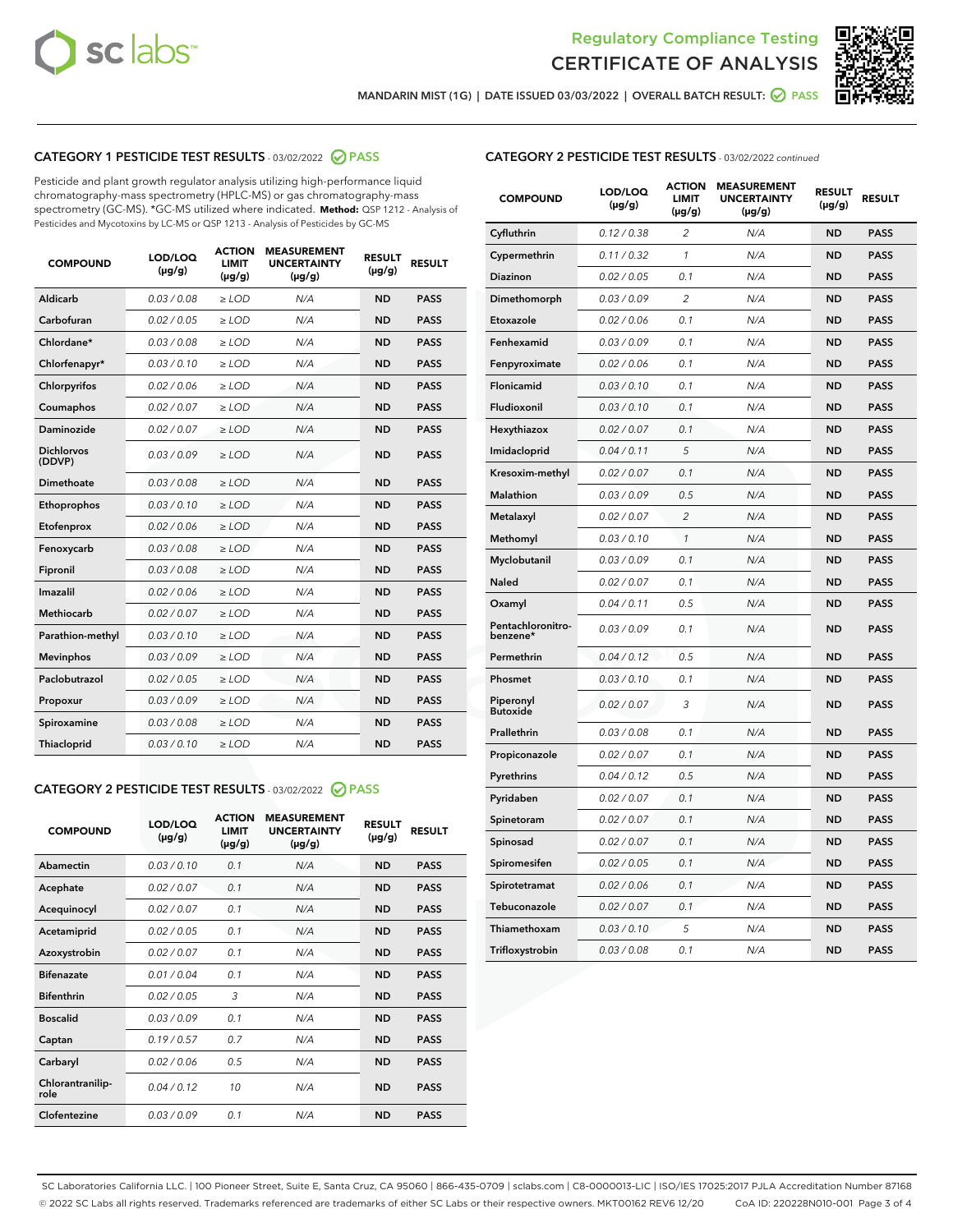MANDARIN MIST (1G) | DATE ISSUED 03/03/2022 | OVERALL BATCH RESULT: PASS

## CATEGORY 1 PESTICIDE TEST RESULTS - 03/02/2022 PASS

Pesticide and plant growth regulator analysis utilizing high-performance liquid chromatography-mass spectrometry (HPLC-MS) or gas chromatography-mass spectrometry (GC-MS). *GC-MS utilized where indicated. **Method:** QSP 1212 - Analysis of Pesticides and Mycotoxins by LC-MS or QSP 1213 - Analysis of Pesticides by GC-MS

| COMPOUND | LOD/LOQ (µg/g) | ACTION LIMIT (µg/g) | MEASUREMENT UNCERTAINTY (µg/g) | RESULT (µg/g) | RESULT |
|---|---|---|---|---|---|
| Aldicarb | 0.03 / 0.08 | ≥ LOD | N/A | ND | PASS |
| Carbofuran | 0.02 / 0.05 | ≥ LOD | N/A | ND | PASS |
| Chlordane* | 0.03 / 0.08 | ≥ LOD | N/A | ND | PASS |
| Chlorfenapyr* | 0.03 / 0.10 | ≥ LOD | N/A | ND | PASS |
| Chlorpyrifos | 0.02 / 0.06 | ≥ LOD | N/A | ND | PASS |
| Coumaphos | 0.02 / 0.07 | ≥ LOD | N/A | ND | PASS |
| Daminozide | 0.02 / 0.07 | ≥ LOD | N/A | ND | PASS |
| Dichlorvos (DDVP) | 0.03 / 0.09 | ≥ LOD | N/A | ND | PASS |
| Dimethoate | 0.03 / 0.08 | ≥ LOD | N/A | ND | PASS |
| Ethoprophos | 0.03 / 0.10 | ≥ LOD | N/A | ND | PASS |
| Etofenprox | 0.02 / 0.06 | ≥ LOD | N/A | ND | PASS |
| Fenoxycarb | 0.03 / 0.08 | ≥ LOD | N/A | ND | PASS |
| Fipronil | 0.03 / 0.08 | ≥ LOD | N/A | ND | PASS |
| Imazalil | 0.02 / 0.06 | ≥ LOD | N/A | ND | PASS |
| Methiocarb | 0.02 / 0.07 | ≥ LOD | N/A | ND | PASS |
| Parathion-methyl | 0.03 / 0.10 | ≥ LOD | N/A | ND | PASS |
| Mevinphos | 0.03 / 0.09 | ≥ LOD | N/A | ND | PASS |
| Paclobutrazol | 0.02 / 0.05 | ≥ LOD | N/A | ND | PASS |
| Propoxur | 0.03 / 0.09 | ≥ LOD | N/A | ND | PASS |
| Spiroxamine | 0.03 / 0.08 | ≥ LOD | N/A | ND | PASS |
| Thiacloprid | 0.03 / 0.10 | ≥ LOD | N/A | ND | PASS |

## CATEGORY 2 PESTICIDE TEST RESULTS - 03/02/2022 PASS

| COMPOUND | LOD/LOQ (µg/g) | ACTION LIMIT (µg/g) | MEASUREMENT UNCERTAINTY (µg/g) | RESULT (µg/g) | RESULT |
|---|---|---|---|---|---|
| Abamectin | 0.03 / 0.10 | 0.1 | N/A | ND | PASS |
| Acephate | 0.02 / 0.07 | 0.1 | N/A | ND | PASS |
| Acequinocyl | 0.02 / 0.07 | 0.1 | N/A | ND | PASS |
| Acetamiprid | 0.02 / 0.05 | 0.1 | N/A | ND | PASS |
| Azoxystrobin | 0.02 / 0.07 | 0.1 | N/A | ND | PASS |
| Bifenazate | 0.01 / 0.04 | 0.1 | N/A | ND | PASS |
| Bifenthrin | 0.02 / 0.05 | 3 | N/A | ND | PASS |
| Boscalid | 0.03 / 0.09 | 0.1 | N/A | ND | PASS |
| Captan | 0.19 / 0.57 | 0.7 | N/A | ND | PASS |
| Carbaryl | 0.02 / 0.06 | 0.5 | N/A | ND | PASS |
| Chlorantraniliprole | 0.04 / 0.12 | 10 | N/A | ND | PASS |
| Clofentezine | 0.03 / 0.09 | 0.1 | N/A | ND | PASS |
| Cyfluthrin | 0.12 / 0.38 | 2 | N/A | ND | PASS |
| Cypermethrin | 0.11 / 0.32 | 1 | N/A | ND | PASS |
| Diazinon | 0.02 / 0.05 | 0.1 | N/A | ND | PASS |
| Dimethomorph | 0.03 / 0.09 | 2 | N/A | ND | PASS |
| Etoxazole | 0.02 / 0.06 | 0.1 | N/A | ND | PASS |
| Fenhexamid | 0.03 / 0.09 | 0.1 | N/A | ND | PASS |
| Fenpyroximate | 0.02 / 0.06 | 0.1 | N/A | ND | PASS |
| Flonicamid | 0.03 / 0.10 | 0.1 | N/A | ND | PASS |
| Fludioxonil | 0.03 / 0.10 | 0.1 | N/A | ND | PASS |
| Hexythiazox | 0.02 / 0.07 | 0.1 | N/A | ND | PASS |
| Imidacloprid | 0.04 / 0.11 | 5 | N/A | ND | PASS |
| Kresoxim-methyl | 0.02 / 0.07 | 0.1 | N/A | ND | PASS |
| Malathion | 0.03 / 0.09 | 0.5 | N/A | ND | PASS |
| Metalaxyl | 0.02 / 0.07 | 2 | N/A | ND | PASS |
| Methomyl | 0.03 / 0.10 | 1 | N/A | ND | PASS |
| Myclobutanil | 0.03 / 0.09 | 0.1 | N/A | ND | PASS |
| Naled | 0.02 / 0.07 | 0.1 | N/A | ND | PASS |
| Oxamyl | 0.04 / 0.11 | 0.5 | N/A | ND | PASS |
| Pentachloronitrobenzene* | 0.03 / 0.09 | 0.1 | N/A | ND | PASS |
| Permethrin | 0.04 / 0.12 | 0.5 | N/A | ND | PASS |
| Phosmet | 0.03 / 0.10 | 0.1 | N/A | ND | PASS |
| Piperonyl Butoxide | 0.02 / 0.07 | 3 | N/A | ND | PASS |
| Prallethrin | 0.03 / 0.08 | 0.1 | N/A | ND | PASS |
| Propiconazole | 0.02 / 0.07 | 0.1 | N/A | ND | PASS |
| Pyrethrins | 0.04 / 0.12 | 0.5 | N/A | ND | PASS |
| Pyridaben | 0.02 / 0.07 | 0.1 | N/A | ND | PASS |
| Spinetoram | 0.02 / 0.07 | 0.1 | N/A | ND | PASS |
| Spinosad | 0.02 / 0.07 | 0.1 | N/A | ND | PASS |
| Spiromesifen | 0.02 / 0.05 | 0.1 | N/A | ND | PASS |
| Spirotetramat | 0.02 / 0.06 | 0.1 | N/A | ND | PASS |
| Tebuconazole | 0.02 / 0.07 | 0.1 | N/A | ND | PASS |
| Thiamethoxam | 0.03 / 0.10 | 5 | N/A | ND | PASS |
| Trifloxystrobin | 0.03 / 0.08 | 0.1 | N/A | ND | PASS |

SC Laboratories California LLC. | 100 Pioneer Street, Suite E, Santa Cruz, CA 95060 | 866-435-0709 | sclabs.com | C8-0000013-LIC | ISO/IES 17025:2017 PJLA Accreditation Number 87168
© 2022 SC Labs all rights reserved. Trademarks referenced are trademarks of either SC Labs or their respective owners. MKT00162 REV6 12/20 CoA ID: 220228N010-001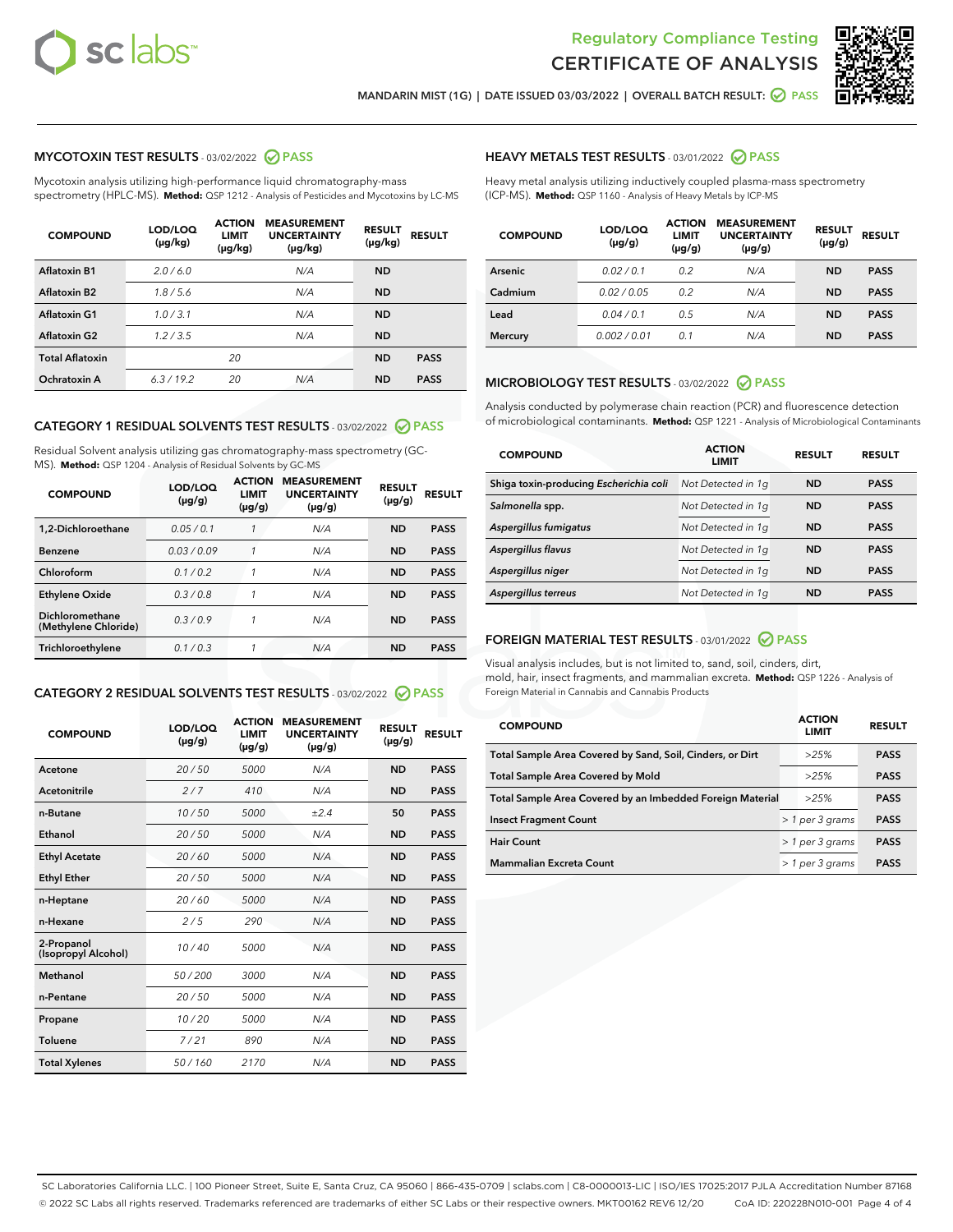Regulatory Compliance Testing
CERTIFICATE OF ANALYSIS

MANDARIN MIST (1G) | DATE ISSUED 03/03/2022 | OVERALL BATCH RESULT: PASS

## MYCOTOXIN TEST RESULTS - 03/02/2022 PASS

Mycotoxin analysis utilizing high-performance liquid chromatography-mass spectrometry (HPLC-MS). **Method:** QSP 1212 - Analysis of Pesticides and Mycotoxins by LC-MS

| COMPOUND | LOD/LOQ (µg/kg) | ACTION LIMIT (µg/kg) | MEASUREMENT UNCERTAINTY (µg/kg) | RESULT (µg/kg) | RESULT |
|---|---|---|---|---|---|
| Aflatoxin B1 | 2.0 / 6.0 | | N/A | ND | |
| Aflatoxin B2 | 1.8 / 5.6 | | N/A | ND | |
| Aflatoxin G1 | 1.0 / 3.1 | | N/A | ND | |
| Aflatoxin G2 | 1.2 / 3.5 | | N/A | ND | |
| Total Aflatoxin | | 20 | | ND | PASS |
| Ochratoxin A | 6.3 / 19.2 | 20 | N/A | ND | PASS |

## CATEGORY 1 RESIDUAL SOLVENTS TEST RESULTS - 03/02/2022 PASS

Residual Solvent analysis utilizing gas chromatography-mass spectrometry (GC-MS). **Method:** QSP 1204 - Analysis of Residual Solvents by GC-MS

| COMPOUND | LOD/LOQ (µg/g) | ACTION LIMIT (µg/g) | MEASUREMENT UNCERTAINTY (µg/g) | RESULT (µg/g) | RESULT |
|---|---|---|---|---|---|
| 1,2-Dichloroethane | 0.05 / 0.1 | 1 | N/A | ND | PASS |
| Benzene | 0.03 / 0.09 | 1 | N/A | ND | PASS |
| Chloroform | 0.1 / 0.2 | 1 | N/A | ND | PASS |
| Ethylene Oxide | 0.3 / 0.8 | 1 | N/A | ND | PASS |
| Dichloromethane (Methylene Chloride) | 0.3 / 0.9 | 1 | N/A | ND | PASS |
| Trichloroethylene | 0.1 / 0.3 | 1 | N/A | ND | PASS |

## CATEGORY 2 RESIDUAL SOLVENTS TEST RESULTS - 03/02/2022 PASS

| COMPOUND | LOD/LOQ (µg/g) | ACTION LIMIT (µg/g) | MEASUREMENT UNCERTAINTY (µg/g) | RESULT (µg/g) | RESULT |
|---|---|---|---|---|---|
| Acetone | 20 / 50 | 5000 | N/A | ND | PASS |
| Acetonitrile | 2 / 7 | 410 | N/A | ND | PASS |
| n-Butane | 10 / 50 | 5000 | ±2.4 | 50 | PASS |
| Ethanol | 20 / 50 | 5000 | N/A | ND | PASS |
| Ethyl Acetate | 20 / 60 | 5000 | N/A | ND | PASS |
| Ethyl Ether | 20 / 50 | 5000 | N/A | ND | PASS |
| n-Heptane | 20 / 60 | 5000 | N/A | ND | PASS |
| n-Hexane | 2 / 5 | 290 | N/A | ND | PASS |
| 2-Propanol (Isopropyl Alcohol) | 10 / 40 | 5000 | N/A | ND | PASS |
| Methanol | 50 / 200 | 3000 | N/A | ND | PASS |
| n-Pentane | 20 / 50 | 5000 | N/A | ND | PASS |
| Propane | 10 / 20 | 5000 | N/A | ND | PASS |
| Toluene | 7 / 21 | 890 | N/A | ND | PASS |
| Total Xylenes | 50 / 160 | 2170 | N/A | ND | PASS |

## HEAVY METALS TEST RESULTS - 03/01/2022 PASS

Heavy metal analysis utilizing inductively coupled plasma-mass spectrometry (ICP-MS). **Method:** QSP 1160 - Analysis of Heavy Metals by ICP-MS

| COMPOUND | LOD/LOQ (µg/g) | ACTION LIMIT (µg/g) | MEASUREMENT UNCERTAINTY (µg/g) | RESULT (µg/g) | RESULT |
|---|---|---|---|---|---|
| Arsenic | 0.02 / 0.1 | 0.2 | N/A | ND | PASS |
| Cadmium | 0.02 / 0.05 | 0.2 | N/A | ND | PASS |
| Lead | 0.04 / 0.1 | 0.5 | N/A | ND | PASS |
| Mercury | 0.002 / 0.01 | 0.1 | N/A | ND | PASS |

## MICROBIOLOGY TEST RESULTS - 03/02/2022 PASS

Analysis conducted by polymerase chain reaction (PCR) and fluorescence detection of microbiological contaminants. **Method:** QSP 1221 - Analysis of Microbiological Contaminants

| COMPOUND | ACTION LIMIT | RESULT | RESULT |
|---|---|---|---|
| Shiga toxin-producing *Escherichia coli* | Not Detected in 1g | ND | PASS |
| *Salmonella* spp. | Not Detected in 1g | ND | PASS |
| *Aspergillus fumigatus* | Not Detected in 1g | ND | PASS |
| *Aspergillus flavus* | Not Detected in 1g | ND | PASS |
| *Aspergillus niger* | Not Detected in 1g | ND | PASS |
| *Aspergillus terreus* | Not Detected in 1g | ND | PASS |

## FOREIGN MATERIAL TEST RESULTS - 03/01/2022 PASS

Visual analysis includes, but is not limited to, sand, soil, cinders, dirt, mold, hair, insect fragments, and mammalian excreta. **Method:** QSP 1226 - Analysis of Foreign Material in Cannabis and Cannabis Products

| COMPOUND | ACTION LIMIT | RESULT |
|---|---|---|
| Total Sample Area Covered by Sand, Soil, Cinders, or Dirt | >25% | PASS |
| Total Sample Area Covered by Mold | >25% | PASS |
| Total Sample Area Covered by an Imbedded Foreign Material | >25% | PASS |
| Insect Fragment Count | > 1 per 3 grams | PASS |
| Hair Count | > 1 per 3 grams | PASS |
| Mammalian Excreta Count | > 1 per 3 grams | PASS |

SC Laboratories California LLC. | 100 Pioneer Street, Suite E, Santa Cruz, CA 95060 | 866-435-0709 | sclabs.com | C8-0000013-LIC | ISO/IES 17025:2017 PJLA Accreditation Number 87168
© 2022 SC Labs all rights reserved. Trademarks referenced are trademarks of either SC Labs or their respective owners. MKT00162 REV6 12/20 CoA ID: 220228N010-001